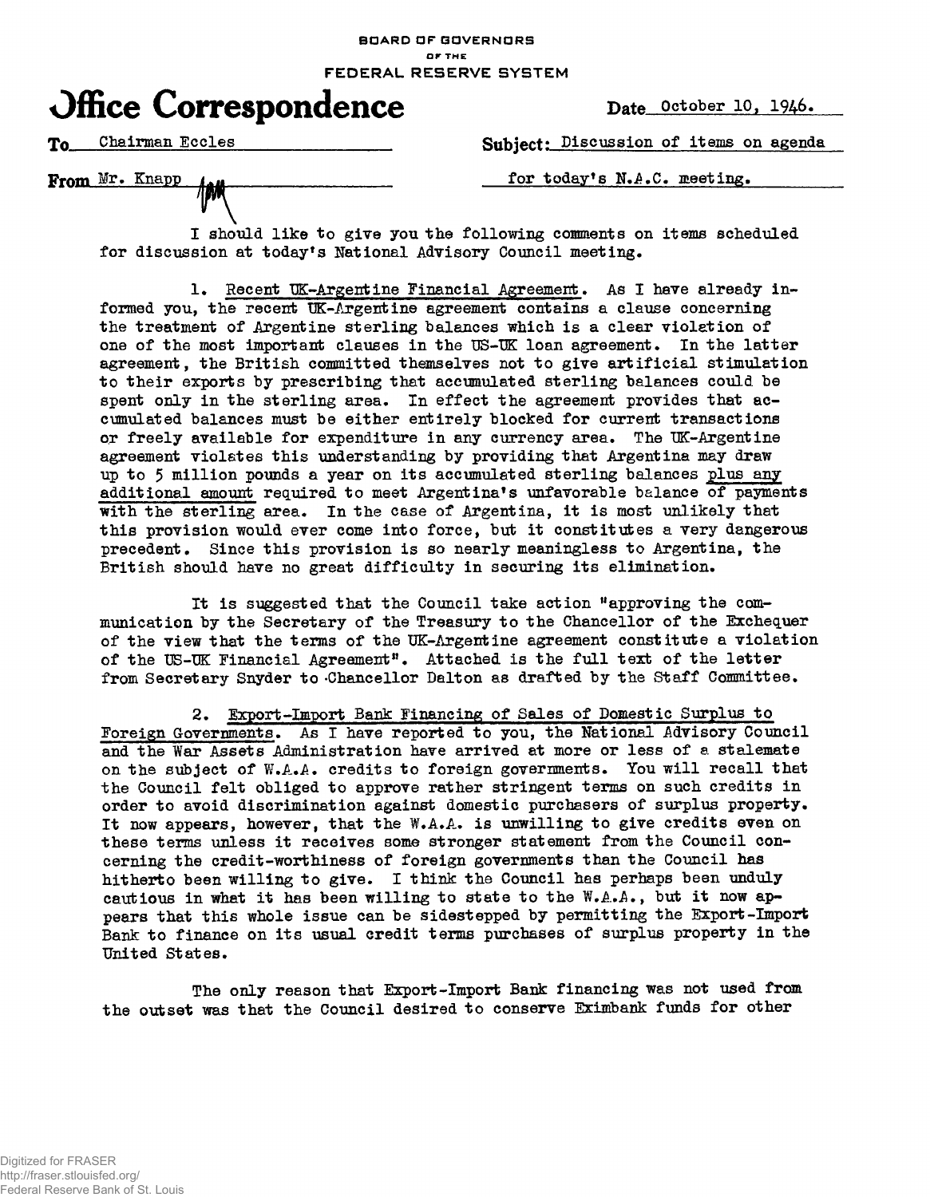BOARD OF GOVERNORS
OF THE
FEDERAL RESERVE SYSTEM

# Office Correspondence

Date October 10, 1946.

To Chairman Eccles

Subject: Discussion of items on agenda for today's N.A.C. meeting.

From Mr. Knapp

I should like to give you the following comments on items scheduled for discussion at today's National Advisory Council meeting.

1. Recent UK-Argentine Financial Agreement. As I have already informed you, the recent UK-Argentine agreement contains a clause concerning the treatment of Argentine sterling balances which is a clear violation of one of the most important clauses in the US-UK loan agreement. In the latter agreement, the British committed themselves not to give artificial stimulation to their exports by prescribing that accumulated sterling balances could be spent only in the sterling area. In effect the agreement provides that accumulated balances must be either entirely blocked for current transactions or freely available for expenditure in any currency area. The UK-Argentine agreement violates this understanding by providing that Argentina may draw up to 5 million pounds a year on its accumulated sterling balances plus any additional amount required to meet Argentina's unfavorable balance of payments with the sterling area. In the case of Argentina, it is most unlikely that this provision would ever come into force, but it constitutes a very dangerous precedent. Since this provision is so nearly meaningless to Argentina, the British should have no great difficulty in securing its elimination.

It is suggested that the Council take action "approving the communication by the Secretary of the Treasury to the Chancellor of the Exchequer of the view that the terms of the UK-Argentine agreement constitute a violation of the US-UK Financial Agreement". Attached is the full text of the letter from Secretary Snyder to Chancellor Dalton as drafted by the Staff Committee.

2. Export-Import Bank Financing of Sales of Domestic Surplus to Foreign Governments. As I have reported to you, the National Advisory Council and the War Assets Administration have arrived at more or less of a stalemate on the subject of W.A.A. credits to foreign governments. You will recall that the Council felt obliged to approve rather stringent terms on such credits in order to avoid discrimination against domestic purchasers of surplus property. It now appears, however, that the W.A.A. is unwilling to give credits even on these terms unless it receives some stronger statement from the Council concerning the credit-worthiness of foreign governments than the Council has hitherto been willing to give. I think the Council has perhaps been unduly cautious in what it has been willing to state to the W.A.A., but it now appears that this whole issue can be sidestepped by permitting the Export-Import Bank to finance on its usual credit terms purchases of surplus property in the United States.

The only reason that Export-Import Bank financing was not used from the outset was that the Council desired to conserve Eximbank funds for other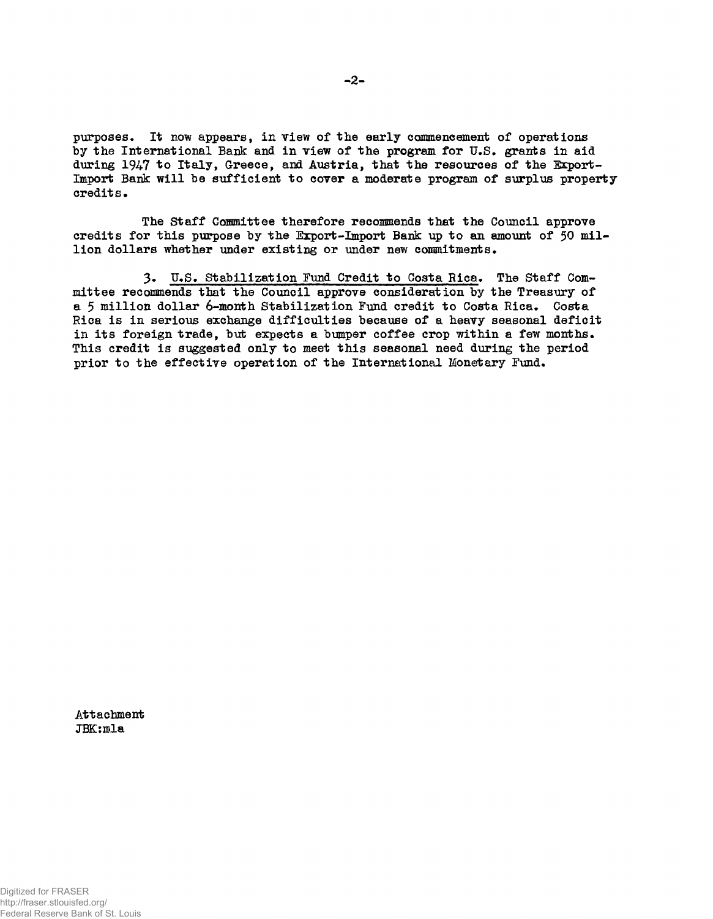purposes. It now appears, in view of the early commencement of operations by the International Bank and in view of the program for U.S. grants in aid during 1947 to Italy, Greece, and Austria, that the resources of the Export-Import Bank will be sufficient to cover a moderate program of surplus property credits.

The Staff Committee therefore recommends that the Council approve credits for this purpose by the Export-Import Bank up to an amount of 50 million dollars whether under existing or under new commitments.

3. U.S. Stabilization Fund Credit to Costa Rica. The Staff Committee recommends that the Council approve consideration by the Treasury of a 5 million dollar 6-month Stabilization Fund credit to Costa Rica. Costa Rica is in serious exchange difficulties because of a heavy seasonal deficit in its foreign trade, but expects a bumper coffee crop within a few months. This credit is suggested only to meet this seasonal need during the period prior to the effective operation of the International Monetary Fund.

Attachment
JBK:mla